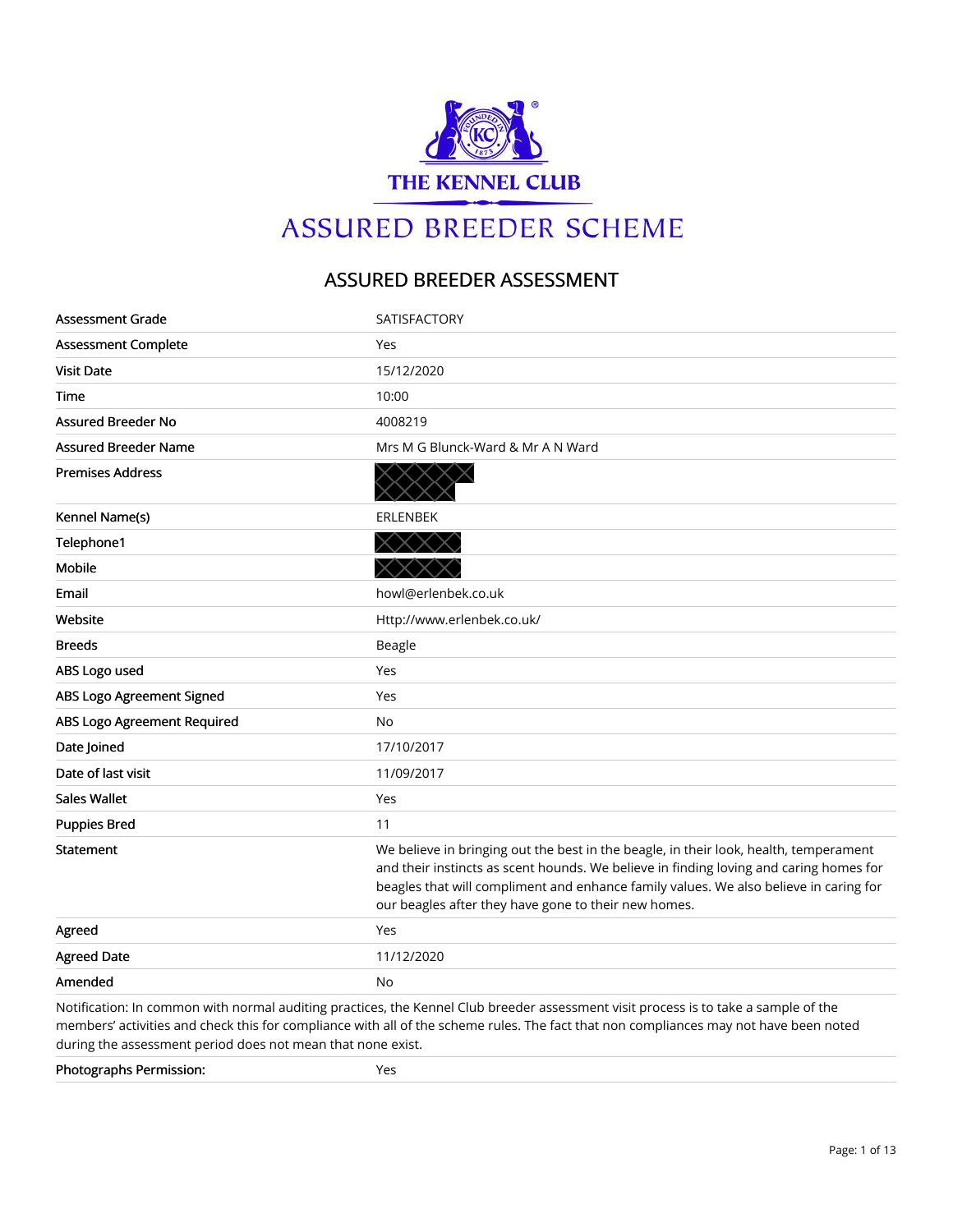# THE KENNEL CLUB

## ASSURED BREEDER SCHEME

### ASSURED BREEDER ASSESSMENT

| | |
|---|---|
| Assessment Grade | SATISFACTORY |
| Assessment Complete | Yes |
| Visit Date | 15/12/2020 |
| Time | 10:00 |
| Assured Breeder No | 4008219 |
| Assured Breeder Name | Mrs M G Blunck-Ward & Mr A N Ward |
| Premises Address | [redacted] |
| Kennel Name(s) | ERLENBEK |
| Telephone1 | [redacted] |
| Mobile | [redacted] |
| Email | howl@erlenbek.co.uk |
| Website | Http://www.erlenbek.co.uk/ |
| Breeds | Beagle |
| ABS Logo used | Yes |
| ABS Logo Agreement Signed | Yes |
| ABS Logo Agreement Required | No |
| Date Joined | 17/10/2017 |
| Date of last visit | 11/09/2017 |
| Sales Wallet | Yes |
| Puppies Bred | 11 |
| Statement | We believe in bringing out the best in the beagle, in their look, health, temperament and their instincts as scent hounds. We believe in finding loving and caring homes for beagles that will compliment and enhance family values. We also believe in caring for our beagles after they have gone to their new homes. |
| Agreed | Yes |
| Agreed Date | 11/12/2020 |
| Amended | No |

Notification: In common with normal auditing practices, the Kennel Club breeder assessment visit process is to take a sample of the members' activities and check this for compliance with all of the scheme rules. The fact that non compliances may not have been noted during the assessment period does not mean that none exist.

| | |
|---|---|
| Photographs Permission: | Yes |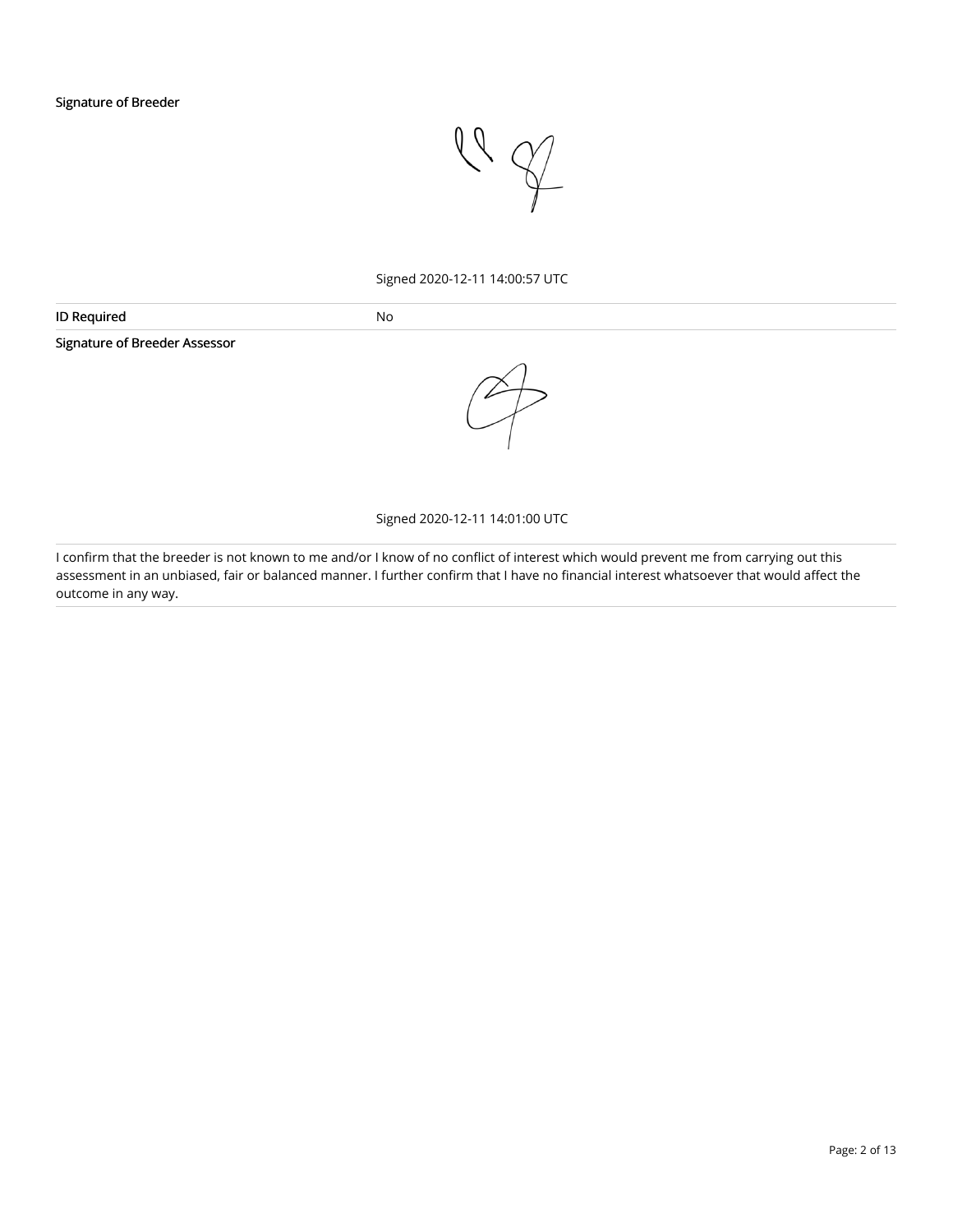**Signature of Breeder**

Signed 2020-12-11 14:00:57 UTC

| | |
|---|---|
| **ID Required** | No |

**Signature of Breeder Assessor**

Signed 2020-12-11 14:01:00 UTC

I confirm that the breeder is not known to me and/or I know of no conflict of interest which would prevent me from carrying out this assessment in an unbiased, fair or balanced manner. I further confirm that I have no financial interest whatsoever that would affect the outcome in any way.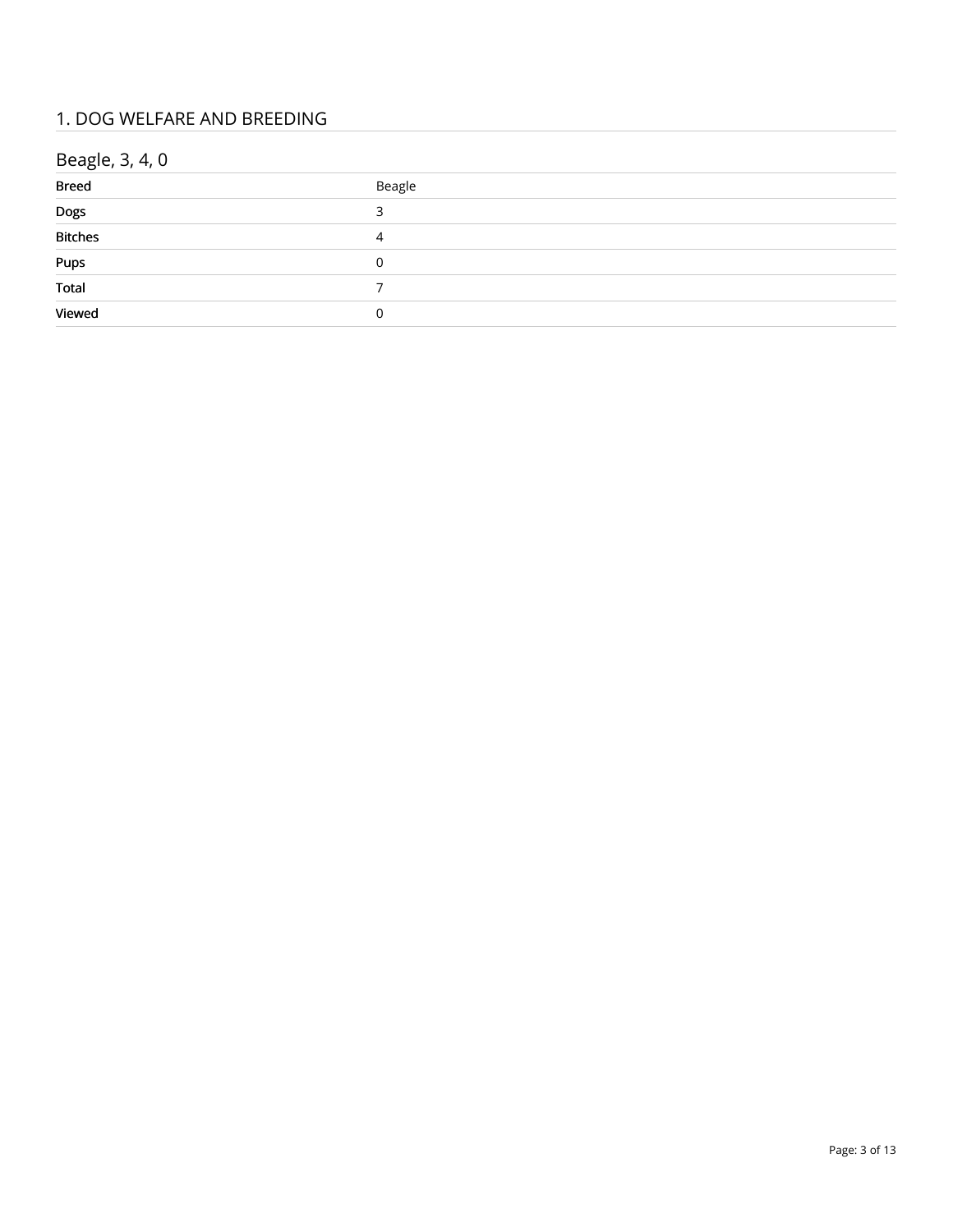## 1. DOG WELFARE AND BREEDING

### Beagle, 3, 4, 0

| | |
|---|---|
| **Breed** | Beagle |
| **Dogs** | 3 |
| **Bitches** | 4 |
| **Pups** | 0 |
| **Total** | 7 |
| **Viewed** | 0 |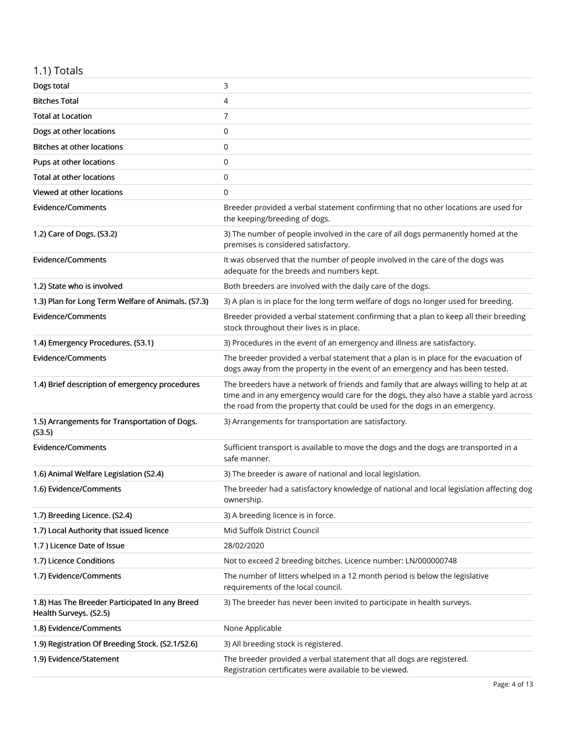## 1.1) Totals

| | |
|---|---|
| Dogs total | 3 |
| Bitches Total | 4 |
| Total at Location | 7 |
| Dogs at other locations | 0 |
| Bitches at other locations | 0 |
| Pups at other locations | 0 |
| Total at other locations | 0 |
| Viewed at other locations | 0 |
| Evidence/Comments | Breeder provided a verbal statement confirming that no other locations are used for the keeping/breeding of dogs. |
| 1.2) Care of Dogs. (S3.2) | 3) The number of people involved in the care of all dogs permanently homed at the premises is considered satisfactory. |
| Evidence/Comments | It was observed that the number of people involved in the care of the dogs was adequate for the breeds and numbers kept. |
| 1.2) State who is involved | Both breeders are involved with the daily care of the dogs. |
| 1.3) Plan for Long Term Welfare of Animals. (S7.3) | 3) A plan is in place for the long term welfare of dogs no longer used for breeding. |
| Evidence/Comments | Breeder provided a verbal statement confirming that a plan to keep all their breeding stock throughout their lives is in place. |
| 1.4) Emergency Procedures. (S3.1) | 3) Procedures in the event of an emergency and illness are satisfactory. |
| Evidence/Comments | The breeder provided a verbal statement that a plan is in place for the evacuation of dogs away from the property in the event of an emergency and has been tested. |
| 1.4) Brief description of emergency procedures | The breeders have a network of friends and family that are always willing to help at at time and in any emergency would care for the dogs, they also have a stable yard across the road from the property that could be used for the dogs in an emergency. |
| 1.5) Arrangements for Transportation of Dogs. (S3.5) | 3) Arrangements for transportation are satisfactory. |
| Evidence/Comments | Sufficient transport is available to move the dogs and the dogs are transported in a safe manner. |
| 1.6) Animal Welfare Legislation (S2.4) | 3) The breeder is aware of national and local legislation. |
| 1.6) Evidence/Comments | The breeder had a satisfactory knowledge of national and local legislation affecting dog ownership. |
| 1.7) Breeding Licence. (S2.4) | 3) A breeding licence is in force. |
| 1.7) Local Authority that issued licence | Mid Suffolk District Council |
| 1.7 ) Licence Date of Issue | 28/02/2020 |
| 1.7) Licence Conditions | Not to exceed 2 breeding bitches. Licence number: LN/000000748 |
| 1.7) Evidence/Comments | The number of litters whelped in a 12 month period is below the legislative requirements of the local council. |
| 1.8) Has The Breeder Participated In any Breed Health Surveys. (S2.5) | 3) The breeder has never been invited to participate in health surveys. |
| 1.8) Evidence/Comments | None Applicable |
| 1.9) Registration Of Breeding Stock. (S2.1/S2.6) | 3) All breeding stock is registered. |
| 1.9) Evidence/Statement | The breeder provided a verbal statement that all dogs are registered. Registration certificates were available to be viewed. |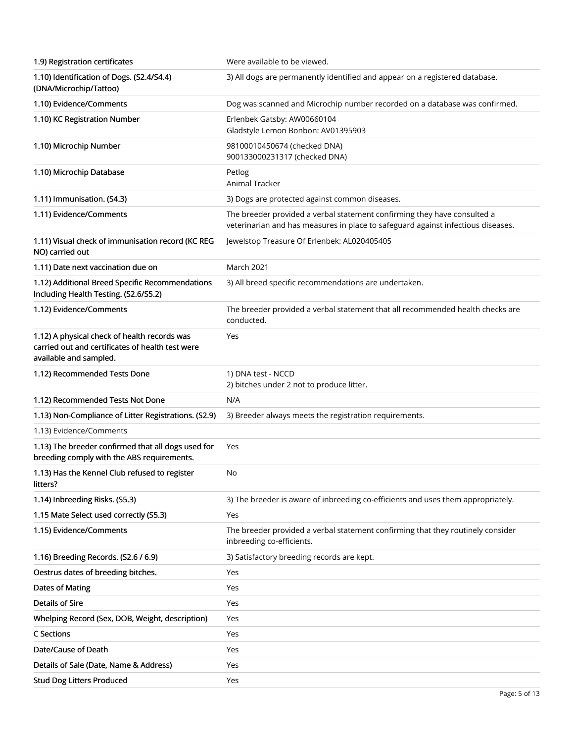| | |
|---|---|
| 1.9) Registration certificates | Were available to be viewed. |
| 1.10) Identification of Dogs. (S2.4/S4.4) (DNA/Microchip/Tattoo) | 3) All dogs are permanently identified and appear on a registered database. |
| 1.10) Evidence/Comments | Dog was scanned and Microchip number recorded on a database was confirmed. |
| 1.10) KC Registration Number | Erlenbek Gatsby: AW00660104<br>Gladstyle Lemon Bonbon: AV01395903 |
| 1.10) Microchip Number | 98100010450674 (checked DNA)<br>900133000231317 (checked DNA) |
| 1.10) Microchip Database | Petlog<br>Animal Tracker |
| 1.11) Immunisation. (S4.3) | 3) Dogs are protected against common diseases. |
| 1.11) Evidence/Comments | The breeder provided a verbal statement confirming they have consulted a veterinarian and has measures in place to safeguard against infectious diseases. |
| 1.11) Visual check of immunisation record (KC REG NO) carried out | Jewelstop Treasure Of Erlenbek: AL020405405 |
| 1.11) Date next vaccination due on | March 2021 |
| 1.12) Additional Breed Specific Recommendations Including Health Testing. (S2.6/S5.2) | 3) All breed specific recommendations are undertaken. |
| 1.12) Evidence/Comments | The breeder provided a verbal statement that all recommended health checks are conducted. |
| 1.12) A physical check of health records was carried out and certificates of health test were available and sampled. | Yes |
| 1.12) Recommended Tests Done | 1) DNA test - NCCD<br>2) bitches under 2 not to produce litter. |
| 1.12) Recommended Tests Not Done | N/A |
| 1.13) Non-Compliance of Litter Registrations. (S2.9) | 3) Breeder always meets the registration requirements. |
| 1.13) Evidence/Comments | |
| 1.13) The breeder confirmed that all dogs used for breeding comply with the ABS requirements. | Yes |
| 1.13) Has the Kennel Club refused to register litters? | No |
| 1.14) Inbreeding Risks. (S5.3) | 3) The breeder is aware of inbreeding co-efficients and uses them appropriately. |
| 1.15 Mate Select used correctly (S5.3) | Yes |
| 1.15) Evidence/Comments | The breeder provided a verbal statement confirming that they routinely consider inbreeding co-efficients. |
| 1.16) Breeding Records. (S2.6 / 6.9) | 3) Satisfactory breeding records are kept. |
| Oestrus dates of breeding bitches. | Yes |
| Dates of Mating | Yes |
| Details of Sire | Yes |
| Whelping Record (Sex, DOB, Weight, description) | Yes |
| C Sections | Yes |
| Date/Cause of Death | Yes |
| Details of Sale (Date, Name & Address) | Yes |
| Stud Dog Litters Produced | Yes |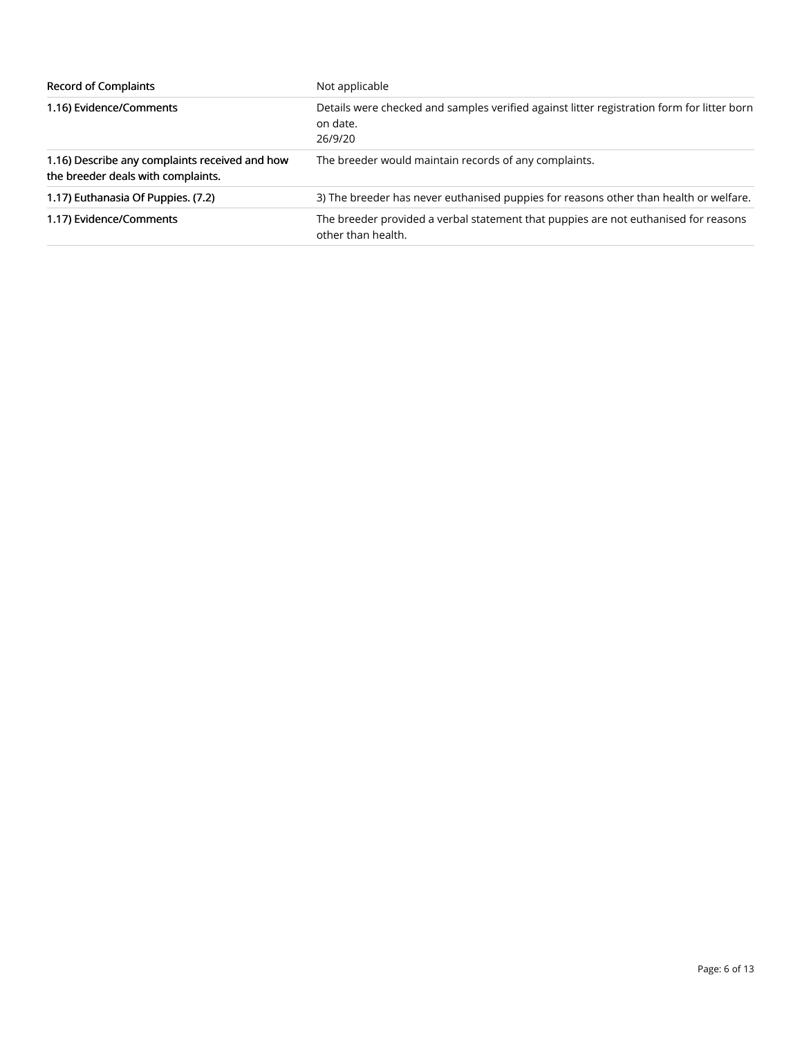| Record of Complaints | Not applicable |
|---|---|
| 1.16) Evidence/Comments | Details were checked and samples verified against litter registration form for litter born on date.<br>26/9/20 |
| 1.16) Describe any complaints received and how the breeder deals with complaints. | The breeder would maintain records of any complaints. |
| 1.17) Euthanasia Of Puppies. (7.2) | 3) The breeder has never euthanised puppies for reasons other than health or welfare. |
| 1.17) Evidence/Comments | The breeder provided a verbal statement that puppies are not euthanised for reasons other than health. |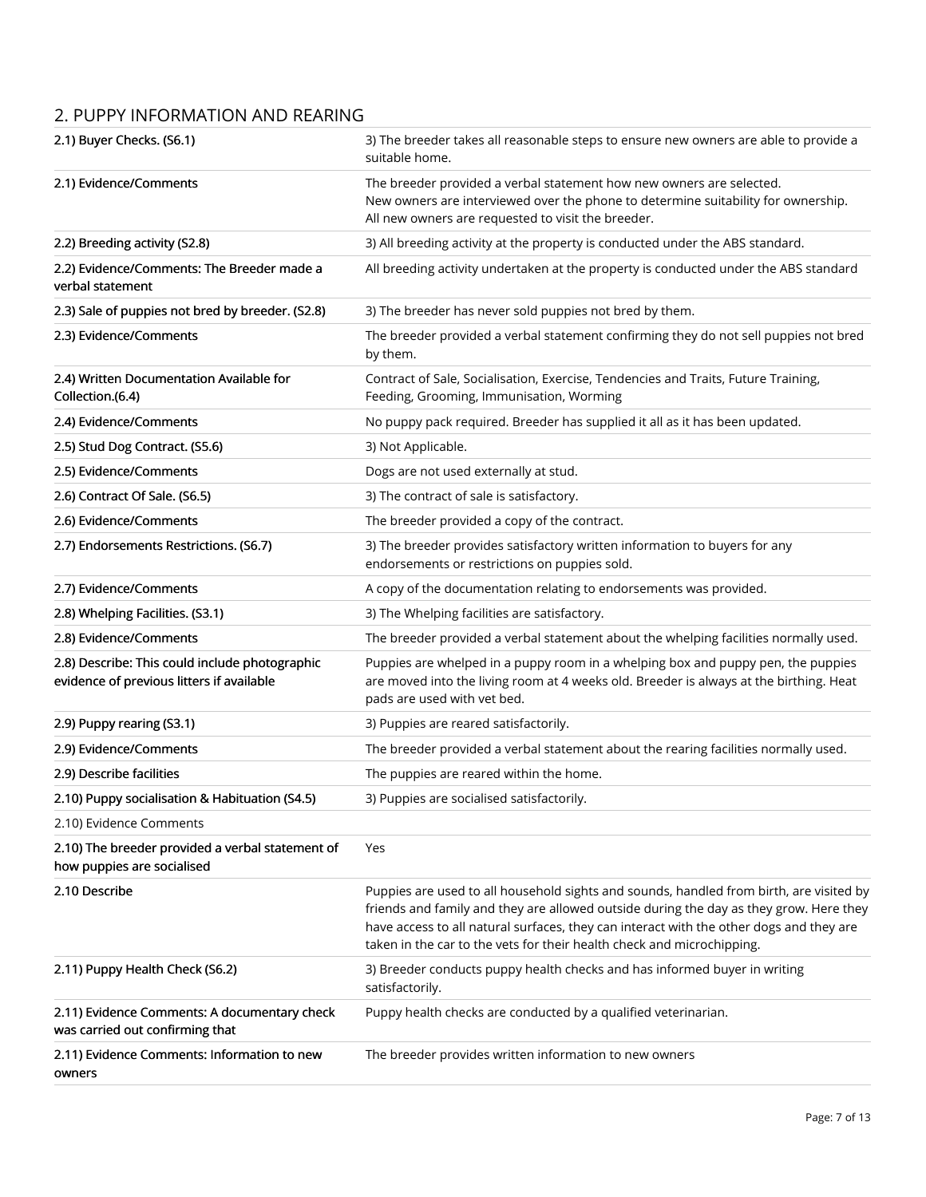## 2. PUPPY INFORMATION AND REARING

| | |
|---|---|
| **2.1) Buyer Checks. (S6.1)** | 3) The breeder takes all reasonable steps to ensure new owners are able to provide a suitable home. |
| **2.1) Evidence/Comments** | The breeder provided a verbal statement how new owners are selected.<br>New owners are interviewed over the phone to determine suitability for ownership.<br>All new owners are requested to visit the breeder. |
| **2.2) Breeding activity (S2.8)** | 3) All breeding activity at the property is conducted under the ABS standard. |
| **2.2) Evidence/Comments: The Breeder made a verbal statement** | All breeding activity undertaken at the property is conducted under the ABS standard |
| **2.3) Sale of puppies not bred by breeder. (S2.8)** | 3) The breeder has never sold puppies not bred by them. |
| **2.3) Evidence/Comments** | The breeder provided a verbal statement confirming they do not sell puppies not bred by them. |
| **2.4) Written Documentation Available for Collection.(6.4)** | Contract of Sale, Socialisation, Exercise, Tendencies and Traits, Future Training, Feeding, Grooming, Immunisation, Worming |
| **2.4) Evidence/Comments** | No puppy pack required. Breeder has supplied it all as it has been updated. |
| **2.5) Stud Dog Contract. (S5.6)** | 3) Not Applicable. |
| **2.5) Evidence/Comments** | Dogs are not used externally at stud. |
| **2.6) Contract Of Sale. (S6.5)** | 3) The contract of sale is satisfactory. |
| **2.6) Evidence/Comments** | The breeder provided a copy of the contract. |
| **2.7) Endorsements Restrictions. (S6.7)** | 3) The breeder provides satisfactory written information to buyers for any endorsements or restrictions on puppies sold. |
| **2.7) Evidence/Comments** | A copy of the documentation relating to endorsements was provided. |
| **2.8) Whelping Facilities. (S3.1)** | 3) The Whelping facilities are satisfactory. |
| **2.8) Evidence/Comments** | The breeder provided a verbal statement about the whelping facilities normally used. |
| **2.8) Describe: This could include photographic evidence of previous litters if available** | Puppies are whelped in a puppy room in a whelping box and puppy pen, the puppies are moved into the living room at 4 weeks old. Breeder is always at the birthing. Heat pads are used with vet bed. |
| **2.9) Puppy rearing (S3.1)** | 3) Puppies are reared satisfactorily. |
| **2.9) Evidence/Comments** | The breeder provided a verbal statement about the rearing facilities normally used. |
| **2.9) Describe facilities** | The puppies are reared within the home. |
| **2.10) Puppy socialisation & Habituation (S4.5)** | 3) Puppies are socialised satisfactorily. |
| 2.10) Evidence Comments | |
| **2.10) The breeder provided a verbal statement of how puppies are socialised** | Yes |
| **2.10 Describe** | Puppies are used to all household sights and sounds, handled from birth, are visited by friends and family and they are allowed outside during the day as they grow. Here they have access to all natural surfaces, they can interact with the other dogs and they are taken in the car to the vets for their health check and microchipping. |
| **2.11) Puppy Health Check (S6.2)** | 3) Breeder conducts puppy health checks and has informed buyer in writing satisfactorily. |
| **2.11) Evidence Comments: A documentary check was carried out confirming that** | Puppy health checks are conducted by a qualified veterinarian. |
| **2.11) Evidence Comments: Information to new owners** | The breeder provides written information to new owners |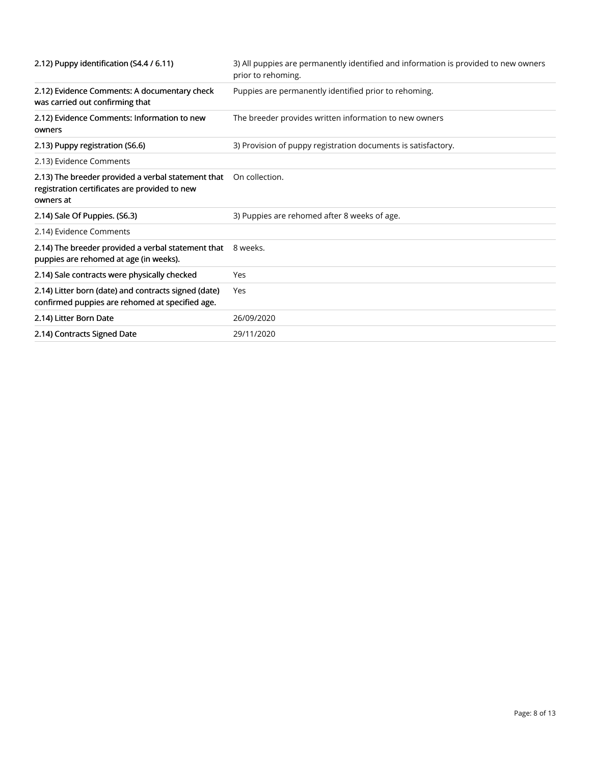| | |
|---|---|
| **2.12) Puppy identification (S4.4 / 6.11)** | 3) All puppies are permanently identified and information is provided to new owners prior to rehoming. |
| **2.12) Evidence Comments: A documentary check was carried out confirming that** | Puppies are permanently identified prior to rehoming. |
| **2.12) Evidence Comments: Information to new owners** | The breeder provides written information to new owners |
| **2.13) Puppy registration (S6.6)** | 3) Provision of puppy registration documents is satisfactory. |
| 2.13) Evidence Comments | |
| **2.13) The breeder provided a verbal statement that registration certificates are provided to new owners at** | On collection. |
| **2.14) Sale Of Puppies. (S6.3)** | 3) Puppies are rehomed after 8 weeks of age. |
| 2.14) Evidence Comments | |
| **2.14) The breeder provided a verbal statement that puppies are rehomed at age (in weeks).** | 8 weeks. |
| **2.14) Sale contracts were physically checked** | Yes |
| **2.14) Litter born (date) and contracts signed (date) confirmed puppies are rehomed at specified age.** | Yes |
| **2.14) Litter Born Date** | 26/09/2020 |
| **2.14) Contracts Signed Date** | 29/11/2020 |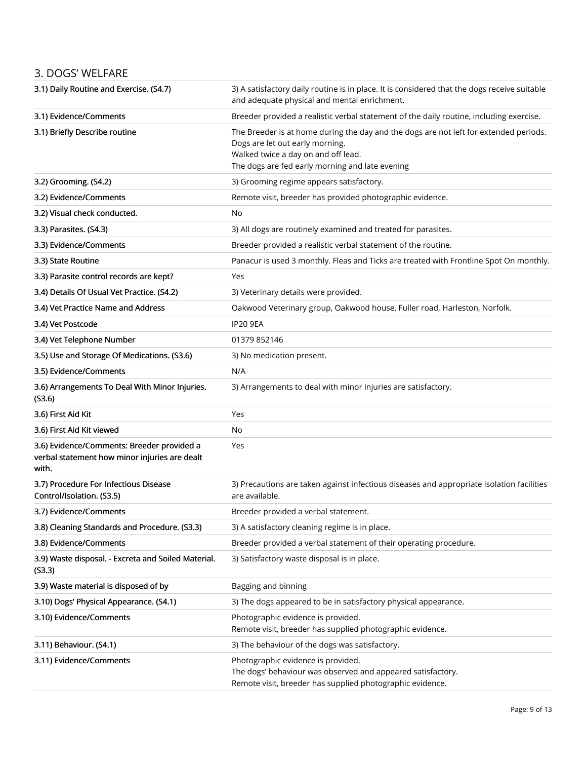## 3. DOGS' WELFARE

| | |
|---|---|
| 3.1) Daily Routine and Exercise. (S4.7) | 3) A satisfactory daily routine is in place. It is considered that the dogs receive suitable and adequate physical and mental enrichment. |
| 3.1) Evidence/Comments | Breeder provided a realistic verbal statement of the daily routine, including exercise. |
| 3.1) Briefly Describe routine | The Breeder is at home during the day and the dogs are not left for extended periods.<br>Dogs are let out early morning.<br>Walked twice a day on and off lead.<br>The dogs are fed early morning and late evening |
| 3.2) Grooming. (S4.2) | 3) Grooming regime appears satisfactory. |
| 3.2) Evidence/Comments | Remote visit, breeder has provided photographic evidence. |
| 3.2) Visual check conducted. | No |
| 3.3) Parasites. (S4.3) | 3) All dogs are routinely examined and treated for parasites. |
| 3.3) Evidence/Comments | Breeder provided a realistic verbal statement of the routine. |
| 3.3) State Routine | Panacur is used 3 monthly. Fleas and Ticks are treated with Frontline Spot On monthly. |
| 3.3) Parasite control records are kept? | Yes |
| 3.4) Details Of Usual Vet Practice. (S4.2) | 3) Veterinary details were provided. |
| 3.4) Vet Practice Name and Address | Oakwood Veterinary group, Oakwood house, Fuller road, Harleston, Norfolk. |
| 3.4) Vet Postcode | IP20 9EA |
| 3.4) Vet Telephone Number | 01379 852146 |
| 3.5) Use and Storage Of Medications. (S3.6) | 3) No medication present. |
| 3.5) Evidence/Comments | N/A |
| 3.6) Arrangements To Deal With Minor Injuries. (S3.6) | 3) Arrangements to deal with minor injuries are satisfactory. |
| 3.6) First Aid Kit | Yes |
| 3.6) First Aid Kit viewed | No |
| 3.6) Evidence/Comments: Breeder provided a verbal statement how minor injuries are dealt with. | Yes |
| 3.7) Procedure For Infectious Disease Control/Isolation. (S3.5) | 3) Precautions are taken against infectious diseases and appropriate isolation facilities are available. |
| 3.7) Evidence/Comments | Breeder provided a verbal statement. |
| 3.8) Cleaning Standards and Procedure. (S3.3) | 3) A satisfactory cleaning regime is in place. |
| 3.8) Evidence/Comments | Breeder provided a verbal statement of their operating procedure. |
| 3.9) Waste disposal. - Excreta and Soiled Material. (S3.3) | 3) Satisfactory waste disposal is in place. |
| 3.9) Waste material is disposed of by | Bagging and binning |
| 3.10) Dogs' Physical Appearance. (S4.1) | 3) The dogs appeared to be in satisfactory physical appearance. |
| 3.10) Evidence/Comments | Photographic evidence is provided.<br>Remote visit, breeder has supplied photographic evidence. |
| 3.11) Behaviour. (S4.1) | 3) The behaviour of the dogs was satisfactory. |
| 3.11) Evidence/Comments | Photographic evidence is provided.<br>The dogs' behaviour was observed and appeared satisfactory.<br>Remote visit, breeder has supplied photographic evidence. |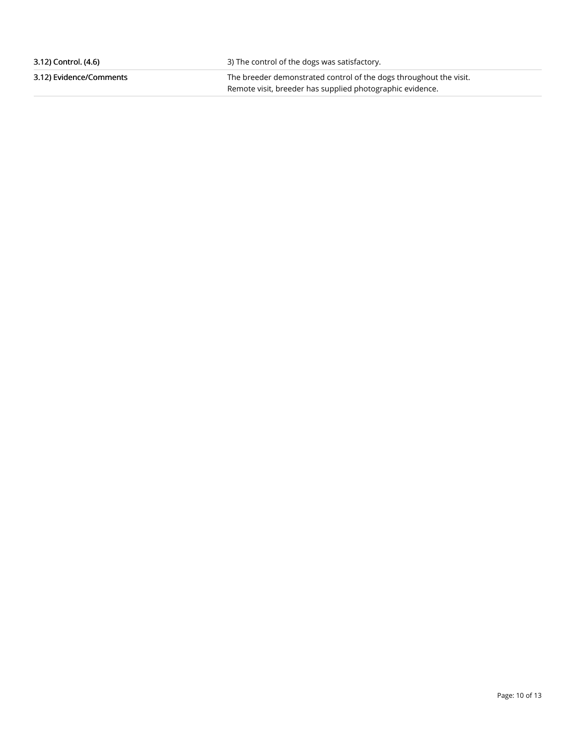| | |
|---|---|
| **3.12) Control. (4.6)** | 3) The control of the dogs was satisfactory. |
| **3.12) Evidence/Comments** | The breeder demonstrated control of the dogs throughout the visit.<br>Remote visit, breeder has supplied photographic evidence. |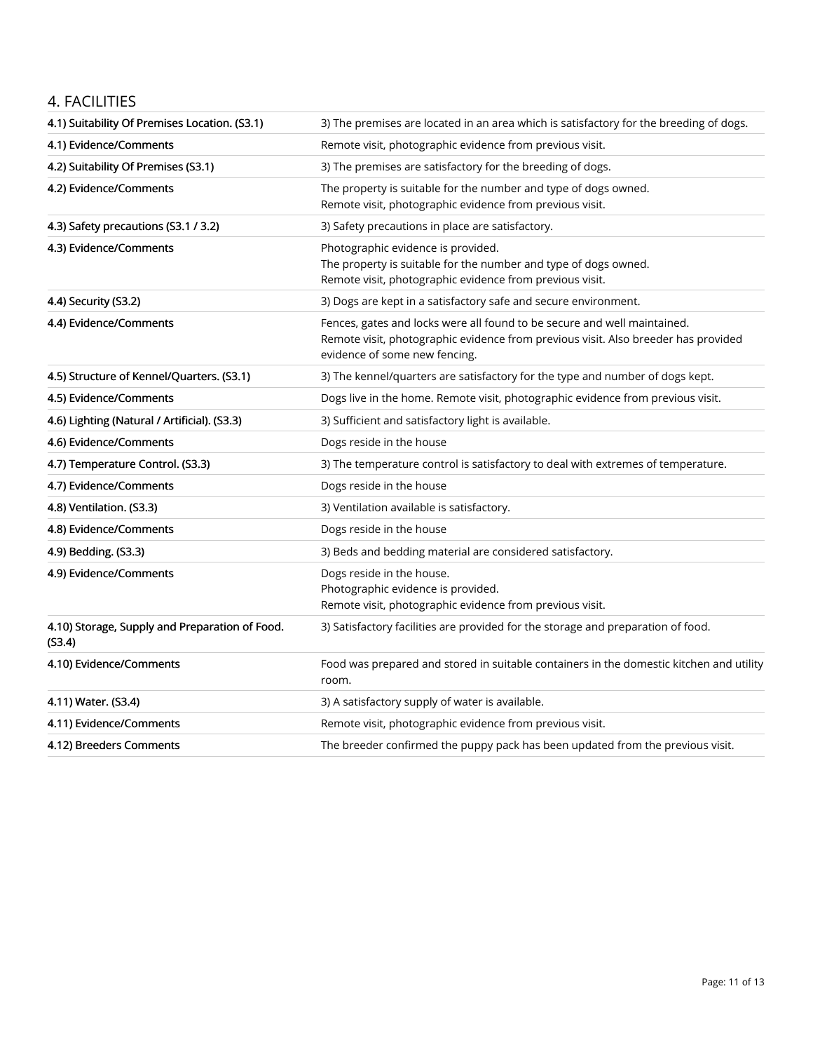## 4. FACILITIES

| | |
|---|---|
| 4.1) Suitability Of Premises Location. (S3.1) | 3) The premises are located in an area which is satisfactory for the breeding of dogs. |
| 4.1) Evidence/Comments | Remote visit, photographic evidence from previous visit. |
| 4.2) Suitability Of Premises (S3.1) | 3) The premises are satisfactory for the breeding of dogs. |
| 4.2) Evidence/Comments | The property is suitable for the number and type of dogs owned.<br>Remote visit, photographic evidence from previous visit. |
| 4.3) Safety precautions (S3.1 / 3.2) | 3) Safety precautions in place are satisfactory. |
| 4.3) Evidence/Comments | Photographic evidence is provided.<br>The property is suitable for the number and type of dogs owned.<br>Remote visit, photographic evidence from previous visit. |
| 4.4) Security (S3.2) | 3) Dogs are kept in a satisfactory safe and secure environment. |
| 4.4) Evidence/Comments | Fences, gates and locks were all found to be secure and well maintained.<br>Remote visit, photographic evidence from previous visit. Also breeder has provided evidence of some new fencing. |
| 4.5) Structure of Kennel/Quarters. (S3.1) | 3) The kennel/quarters are satisfactory for the type and number of dogs kept. |
| 4.5) Evidence/Comments | Dogs live in the home. Remote visit, photographic evidence from previous visit. |
| 4.6) Lighting (Natural / Artificial). (S3.3) | 3) Sufficient and satisfactory light is available. |
| 4.6) Evidence/Comments | Dogs reside in the house |
| 4.7) Temperature Control. (S3.3) | 3) The temperature control is satisfactory to deal with extremes of temperature. |
| 4.7) Evidence/Comments | Dogs reside in the house |
| 4.8) Ventilation. (S3.3) | 3) Ventilation available is satisfactory. |
| 4.8) Evidence/Comments | Dogs reside in the house |
| 4.9) Bedding. (S3.3) | 3) Beds and bedding material are considered satisfactory. |
| 4.9) Evidence/Comments | Dogs reside in the house.<br>Photographic evidence is provided.<br>Remote visit, photographic evidence from previous visit. |
| 4.10) Storage, Supply and Preparation of Food. (S3.4) | 3) Satisfactory facilities are provided for the storage and preparation of food. |
| 4.10) Evidence/Comments | Food was prepared and stored in suitable containers in the domestic kitchen and utility room. |
| 4.11) Water. (S3.4) | 3) A satisfactory supply of water is available. |
| 4.11) Evidence/Comments | Remote visit, photographic evidence from previous visit. |
| 4.12) Breeders Comments | The breeder confirmed the puppy pack has been updated from the previous visit. |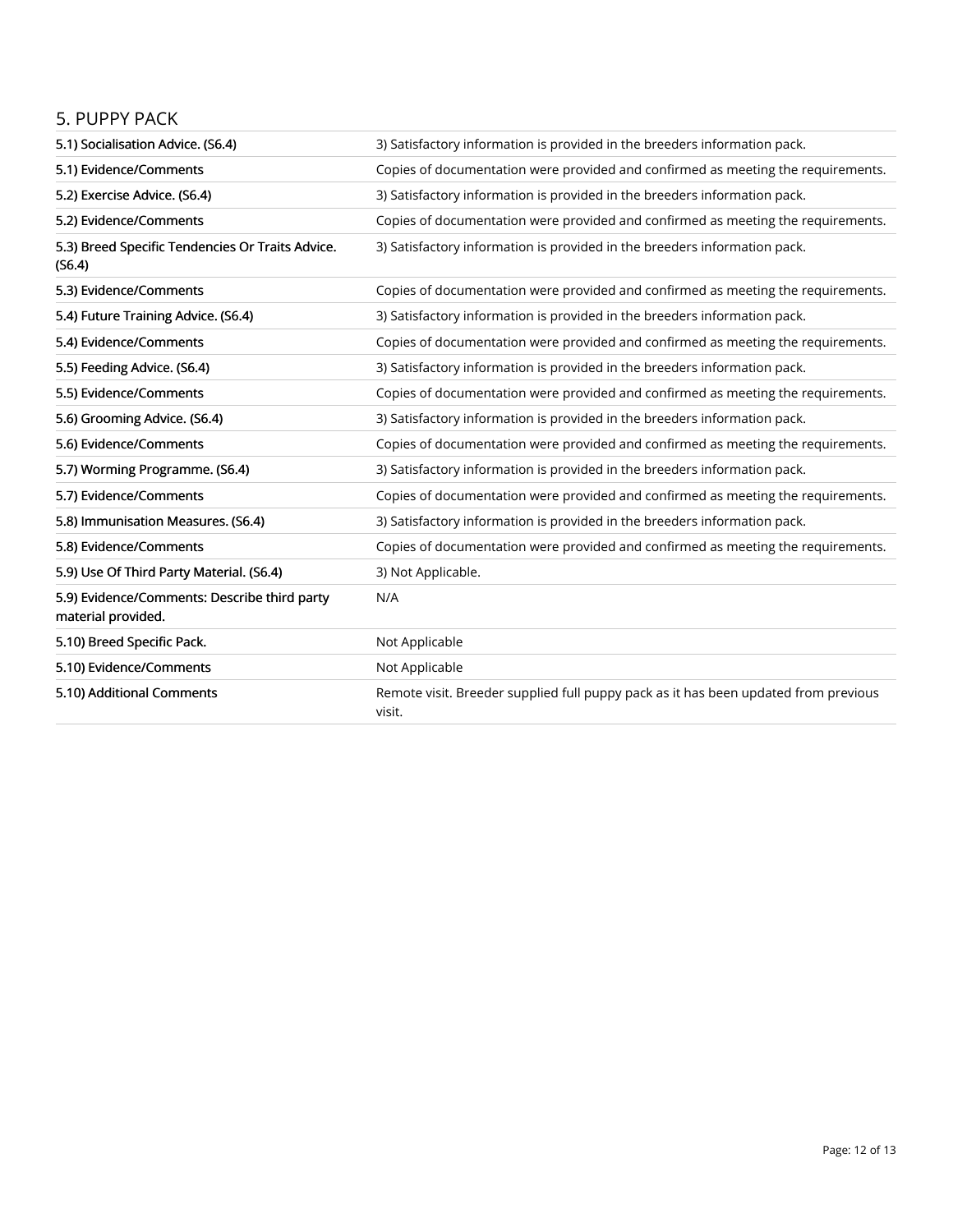## 5. PUPPY PACK

| | |
|---|---|
| **5.1) Socialisation Advice. (S6.4)** | 3) Satisfactory information is provided in the breeders information pack. |
| **5.1) Evidence/Comments** | Copies of documentation were provided and confirmed as meeting the requirements. |
| **5.2) Exercise Advice. (S6.4)** | 3) Satisfactory information is provided in the breeders information pack. |
| **5.2) Evidence/Comments** | Copies of documentation were provided and confirmed as meeting the requirements. |
| **5.3) Breed Specific Tendencies Or Traits Advice. (S6.4)** | 3) Satisfactory information is provided in the breeders information pack. |
| **5.3) Evidence/Comments** | Copies of documentation were provided and confirmed as meeting the requirements. |
| **5.4) Future Training Advice. (S6.4)** | 3) Satisfactory information is provided in the breeders information pack. |
| **5.4) Evidence/Comments** | Copies of documentation were provided and confirmed as meeting the requirements. |
| **5.5) Feeding Advice. (S6.4)** | 3) Satisfactory information is provided in the breeders information pack. |
| **5.5) Evidence/Comments** | Copies of documentation were provided and confirmed as meeting the requirements. |
| **5.6) Grooming Advice. (S6.4)** | 3) Satisfactory information is provided in the breeders information pack. |
| **5.6) Evidence/Comments** | Copies of documentation were provided and confirmed as meeting the requirements. |
| **5.7) Worming Programme. (S6.4)** | 3) Satisfactory information is provided in the breeders information pack. |
| **5.7) Evidence/Comments** | Copies of documentation were provided and confirmed as meeting the requirements. |
| **5.8) Immunisation Measures. (S6.4)** | 3) Satisfactory information is provided in the breeders information pack. |
| **5.8) Evidence/Comments** | Copies of documentation were provided and confirmed as meeting the requirements. |
| **5.9) Use Of Third Party Material. (S6.4)** | 3) Not Applicable. |
| **5.9) Evidence/Comments: Describe third party material provided.** | N/A |
| **5.10) Breed Specific Pack.** | Not Applicable |
| **5.10) Evidence/Comments** | Not Applicable |
| **5.10) Additional Comments** | Remote visit. Breeder supplied full puppy pack as it has been updated from previous visit. |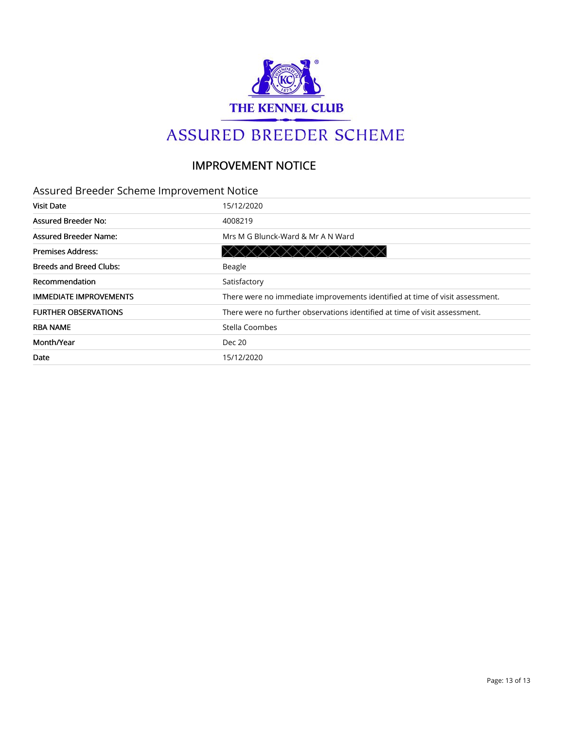THE KENNEL CLUB

ASSURED BREEDER SCHEME

## IMPROVEMENT NOTICE

### Assured Breeder Scheme Improvement Notice

| | |
|---|---|
| Visit Date | 15/12/2020 |
| Assured Breeder No: | 4008219 |
| Assured Breeder Name: | Mrs M G Blunck-Ward & Mr A N Ward |
| Premises Address: | |
| Breeds and Breed Clubs: | Beagle |
| Recommendation | Satisfactory |
| IMMEDIATE IMPROVEMENTS | There were no immediate improvements identified at time of visit assessment. |
| FURTHER OBSERVATIONS | There were no further observations identified at time of visit assessment. |
| RBA NAME | Stella Coombes |
| Month/Year | Dec 20 |
| Date | 15/12/2020 |